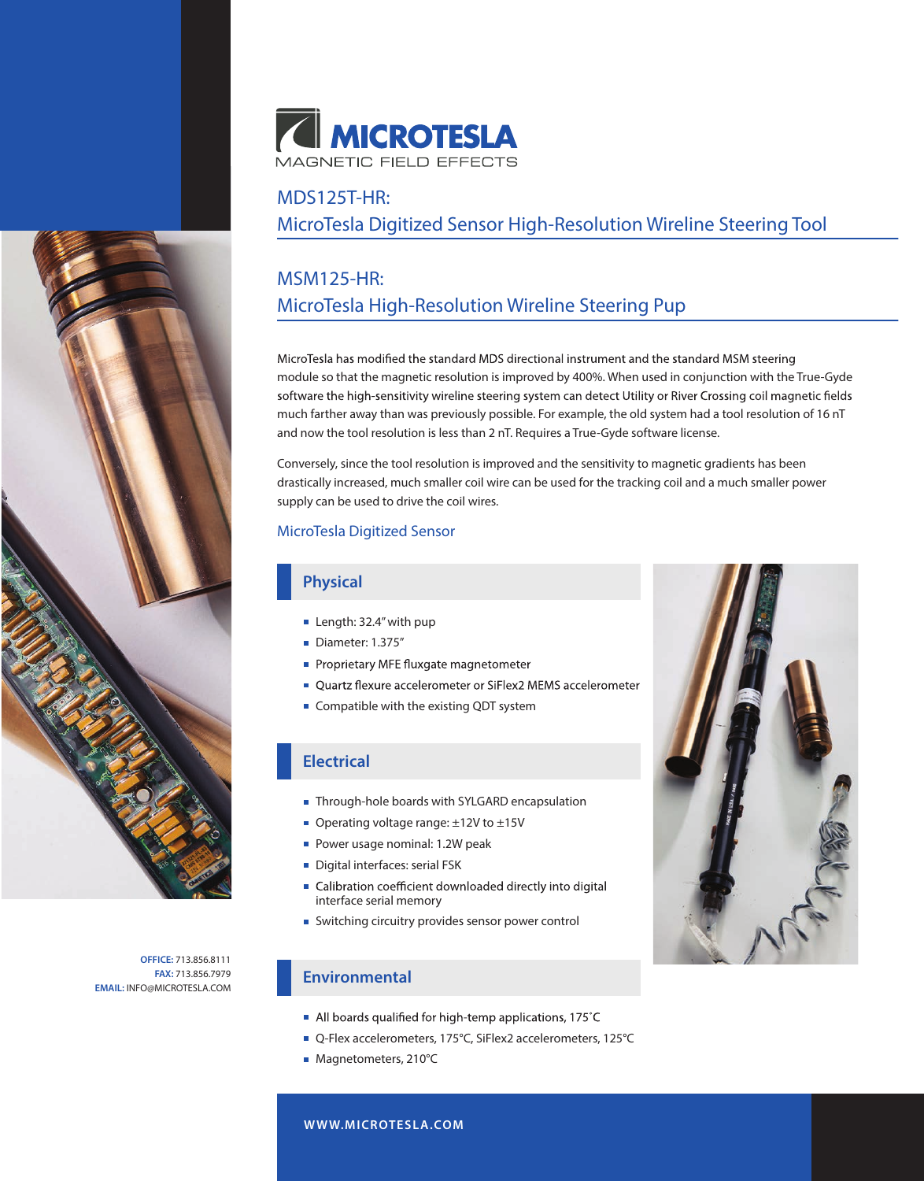# MICROTESLA

MAGNETIC FIELD EFFECTS

## MDS125T-HR: MicroTesla Digitized Sensor High-Resolution Wireline Steering Tool

## MSM125-HR: MicroTesla High-Resolution Wireline Steering Pup

MicroTesla has modified the standard MDS directional instrument and the standard MSM steering module so that the magnetic resolution is improved by 400%. When used in conjunction with the True-Gyde software the high-sensitivity wireline steering system can detect Utility or River Crossing coil magnetic fields much farther away than was previously possible. For example, the old system had a tool resolution of 16 nT and now the tool resolution is less than 2 nT. Requires a True-Gyde software license.

Conversely, since the tool resolution is improved and the sensitivity to magnetic gradients has been drastically increased, much smaller coil wire can be used for the tracking coil and a much smaller power supply can be used to drive the coil wires.

### MicroTesla Digitized Sensor

#### Physical

- Length: 32.4" with pup
- Diameter: 1.375"
- Proprietary MFE fluxgate magnetometer
- Quartz flexure accelerometer or SiFlex2 MEMS accelerometer
- Compatible with the existing QDT system

#### Electrical

- Through-hole boards with SYLGARD encapsulation
- Operating voltage range: ±12V to ±15V
- Power usage nominal: 1.2W peak
- Digital interfaces: serial FSK
- Calibration coefficient downloaded directly into digital interface serial memory
- Switching circuitry provides sensor power control

#### Environmental

- All boards qualified for high-temp applications, 175˚C
- Q-Flex accelerometers, 175°C, SiFlex2 accelerometers, 125°C
- Magnetometers, 210°C

**OFFICE:** 713.856.8111
**FAX:** 713.856.7979
**EMAIL:** INFO@MICROTESLA.COM

**WWW.MICROTESLA.COM**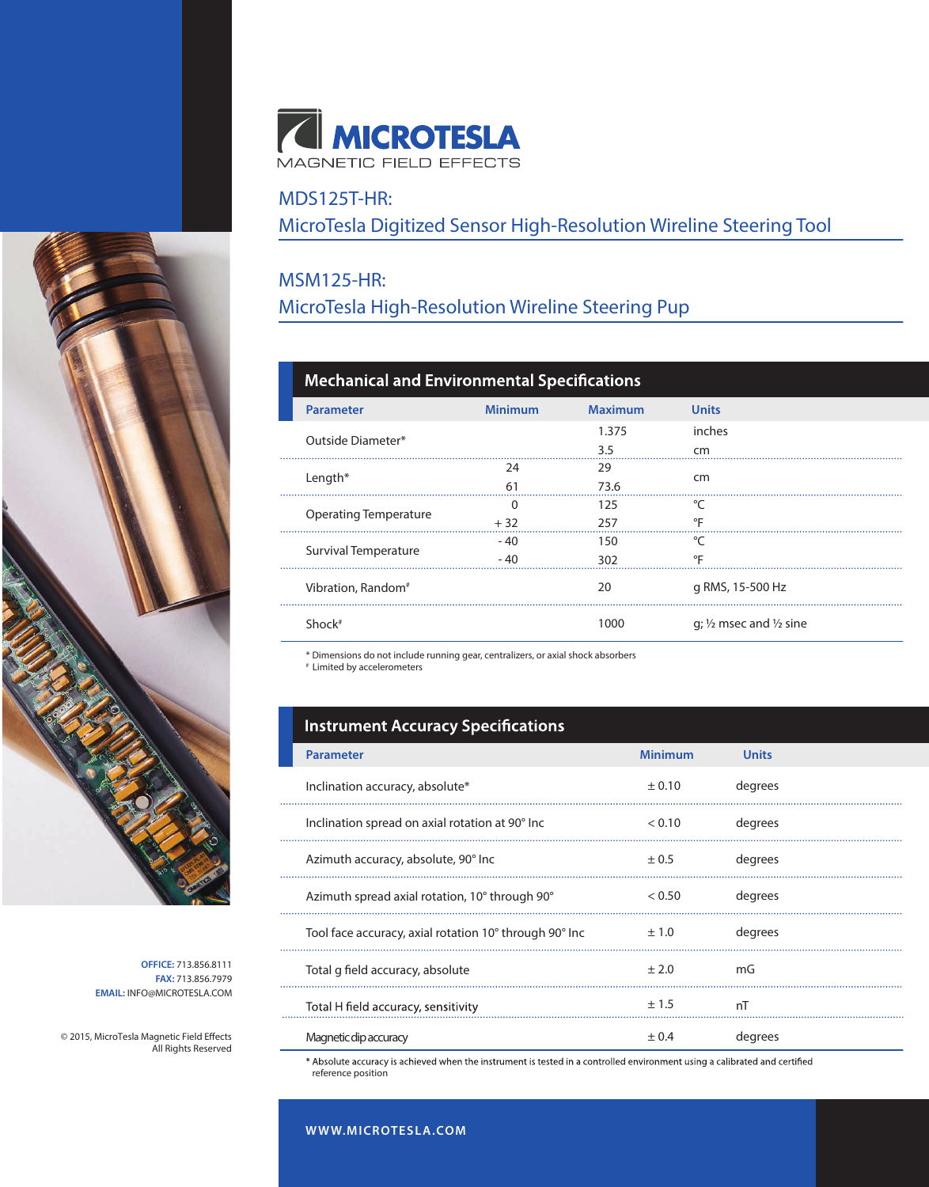# MICROTESLA

MAGNETIC FIELD EFFECTS

## MDS125T-HR: MicroTesla Digitized Sensor High-Resolution Wireline Steering Tool

## MSM125-HR: MicroTesla High-Resolution Wireline Steering Pup

### Mechanical and Environmental Specifications

| Parameter | Minimum | Maximum | Units |
|---|---|---|---|
| Outside Diameter* | | 1.375 | inches |
| | | 3.5 | cm |
| Length* | 24 | 29 | cm |
| | 61 | 73.6 | |
| Operating Temperature | 0 | 125 | °C |
| | + 32 | 257 | °F |
| Survival Temperature | - 40 | 150 | °C |
| | - 40 | 302 | °F |
| Vibration, Random# | | 20 | g RMS, 15-500 Hz |
| Shock# | | 1000 | g; ½ msec and ½ sine |

\* Dimensions do not include running gear, centralizers, or axial shock absorbers
# Limited by accelerometers

### Instrument Accuracy Specifications

| Parameter | Minimum | Units |
|---|---|---|
| Inclination accuracy, absolute* | ± 0.10 | degrees |
| Inclination spread on axial rotation at 90° Inc | < 0.10 | degrees |
| Azimuth accuracy, absolute, 90° Inc | ± 0.5 | degrees |
| Azimuth spread axial rotation, 10° through 90° | < 0.50 | degrees |
| Tool face accuracy, axial rotation 10° through 90° Inc | ± 1.0 | degrees |
| Total g field accuracy, absolute | ± 2.0 | mG |
| Total H field accuracy, sensitivity | ± 1.5 | nT |
| Magnetic dip accuracy | ± 0.4 | degrees |

\* Absolute accuracy is achieved when the instrument is tested in a controlled environment using a calibrated and certified reference position

**OFFICE:** 713.856.8111
**FAX:** 713.856.7979
**EMAIL:** INFO@MICROTESLA.COM

© 2015, MicroTesla Magnetic Field Effects
All Rights Reserved

WWW.MICROTESLA.COM